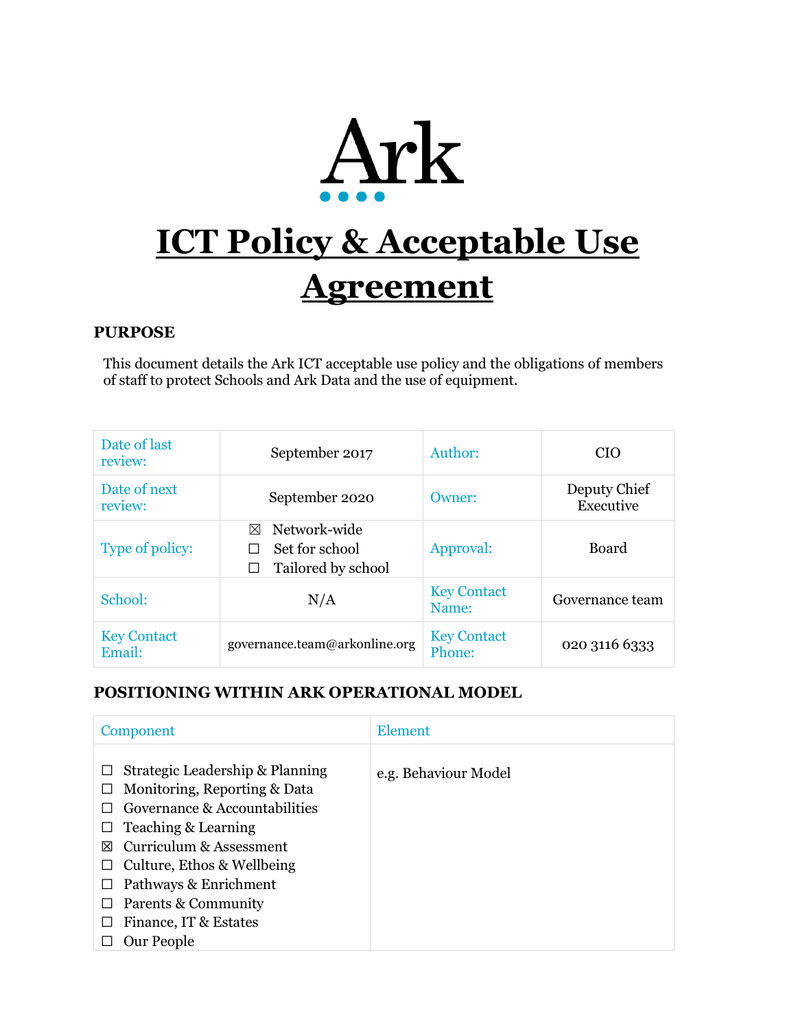Ark

# ICT Policy & Acceptable Use Agreement

## PURPOSE

This document details the Ark ICT acceptable use policy and the obligations of members of staff to protect Schools and Ark Data and the use of equipment.

| Date of last review: | September 2017 | Author: | CIO |
|---|---|---|---|
| Date of next review: | September 2020 | Owner: | Deputy Chief Executive |
| Type of policy: | ☒ Network-wide<br>☐ Set for school<br>☐ Tailored by school | Approval: | Board |
| School: | N/A | Key Contact Name: | Governance team |
| Key Contact Email: | governance.team@arkonline.org | Key Contact Phone: | 020 3116 6333 |

## POSITIONING WITHIN ARK OPERATIONAL MODEL

| Component | Element |
|---|---|
| ☐ Strategic Leadership & Planning<br>☐ Monitoring, Reporting & Data<br>☐ Governance & Accountabilities<br>☐ Teaching & Learning<br>☒ Curriculum & Assessment<br>☐ Culture, Ethos & Wellbeing<br>☐ Pathways & Enrichment<br>☐ Parents & Community<br>☐ Finance, IT & Estates<br>☐ Our People | e.g. Behaviour Model |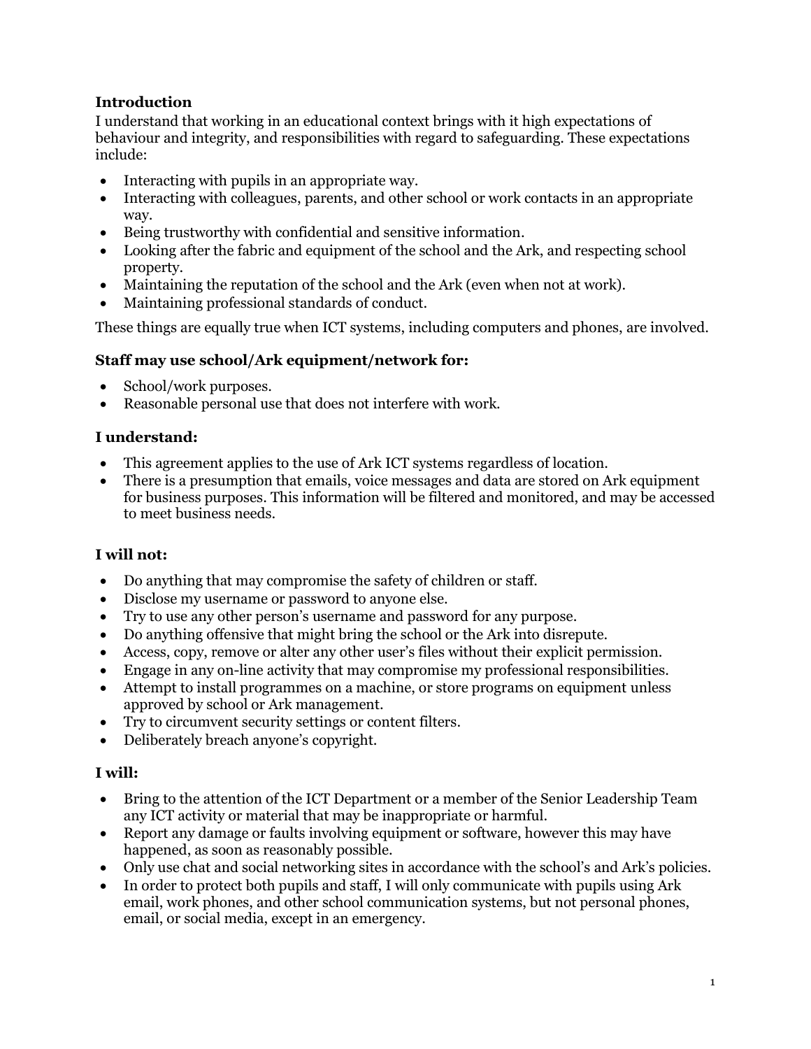### Introduction

I understand that working in an educational context brings with it high expectations of behaviour and integrity, and responsibilities with regard to safeguarding. These expectations include:

- Interacting with pupils in an appropriate way.
- Interacting with colleagues, parents, and other school or work contacts in an appropriate way.
- Being trustworthy with confidential and sensitive information.
- Looking after the fabric and equipment of the school and the Ark, and respecting school property.
- Maintaining the reputation of the school and the Ark (even when not at work).
- Maintaining professional standards of conduct.

These things are equally true when ICT systems, including computers and phones, are involved.

### Staff may use school/Ark equipment/network for:

- School/work purposes.
- Reasonable personal use that does not interfere with work.

### I understand:

- This agreement applies to the use of Ark ICT systems regardless of location.
- There is a presumption that emails, voice messages and data are stored on Ark equipment for business purposes. This information will be filtered and monitored, and may be accessed to meet business needs.

### I will not:

- Do anything that may compromise the safety of children or staff.
- Disclose my username or password to anyone else.
- Try to use any other person's username and password for any purpose.
- Do anything offensive that might bring the school or the Ark into disrepute.
- Access, copy, remove or alter any other user's files without their explicit permission.
- Engage in any on-line activity that may compromise my professional responsibilities.
- Attempt to install programmes on a machine, or store programs on equipment unless approved by school or Ark management.
- Try to circumvent security settings or content filters.
- Deliberately breach anyone's copyright.

### I will:

- Bring to the attention of the ICT Department or a member of the Senior Leadership Team any ICT activity or material that may be inappropriate or harmful.
- Report any damage or faults involving equipment or software, however this may have happened, as soon as reasonably possible.
- Only use chat and social networking sites in accordance with the school's and Ark's policies.
- In order to protect both pupils and staff, I will only communicate with pupils using Ark email, work phones, and other school communication systems, but not personal phones, email, or social media, except in an emergency.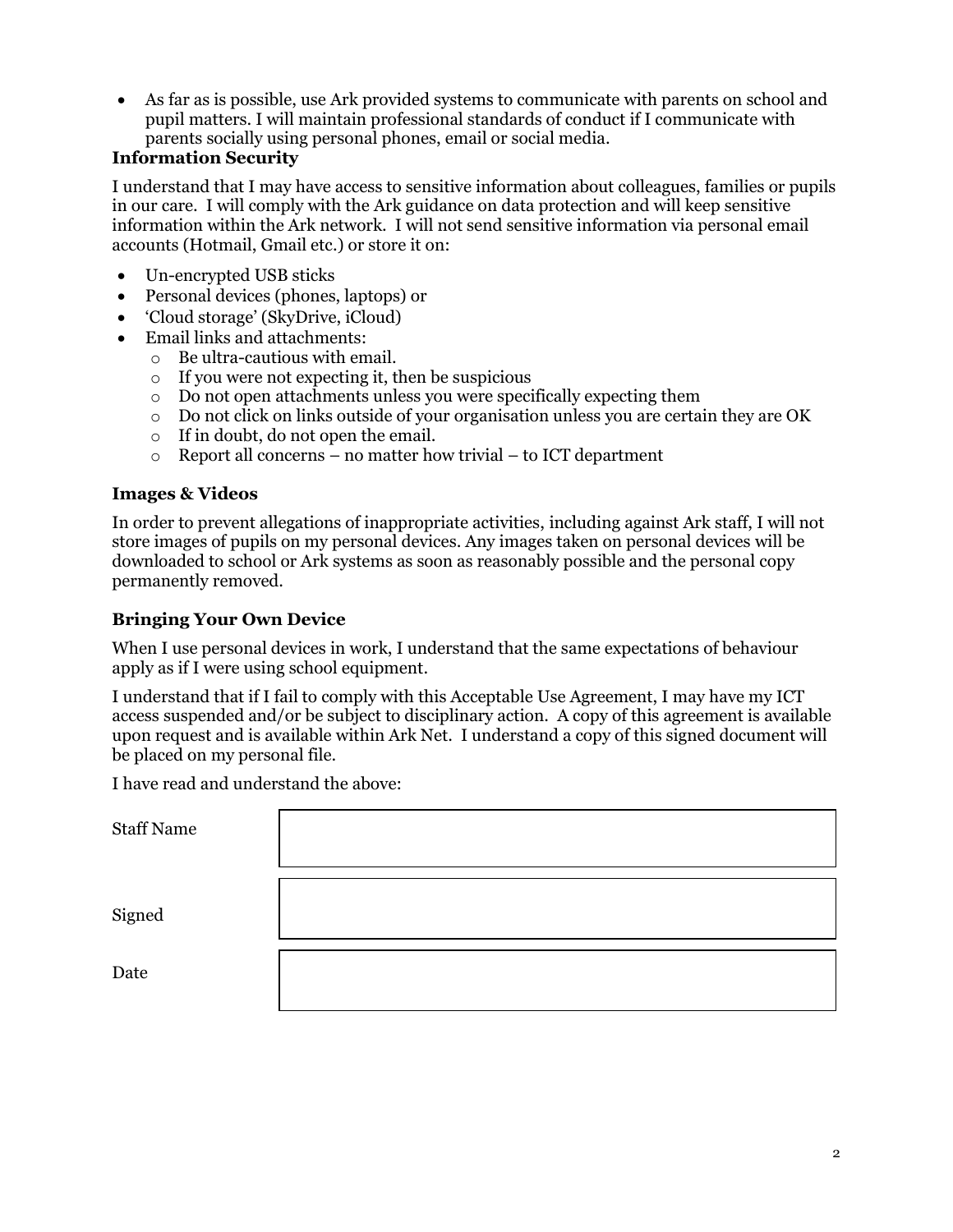- As far as is possible, use Ark provided systems to communicate with parents on school and pupil matters. I will maintain professional standards of conduct if I communicate with parents socially using personal phones, email or social media.

**Information Security**

I understand that I may have access to sensitive information about colleagues, families or pupils in our care. I will comply with the Ark guidance on data protection and will keep sensitive information within the Ark network. I will not send sensitive information via personal email accounts (Hotmail, Gmail etc.) or store it on:

- Un-encrypted USB sticks
- Personal devices (phones, laptops) or
- 'Cloud storage' (SkyDrive, iCloud)
- Email links and attachments:
  - Be ultra-cautious with email.
  - If you were not expecting it, then be suspicious
  - Do not open attachments unless you were specifically expecting them
  - Do not click on links outside of your organisation unless you are certain they are OK
  - If in doubt, do not open the email.
  - Report all concerns – no matter how trivial – to ICT department

**Images & Videos**

In order to prevent allegations of inappropriate activities, including against Ark staff, I will not store images of pupils on my personal devices. Any images taken on personal devices will be downloaded to school or Ark systems as soon as reasonably possible and the personal copy permanently removed.

**Bringing Your Own Device**

When I use personal devices in work, I understand that the same expectations of behaviour apply as if I were using school equipment.

I understand that if I fail to comply with this Acceptable Use Agreement, I may have my ICT access suspended and/or be subject to disciplinary action. A copy of this agreement is available upon request and is available within Ark Net. I understand a copy of this signed document will be placed on my personal file.

I have read and understand the above:

| | |
|---|---|
| Staff Name | |
| Signed | |
| Date | |